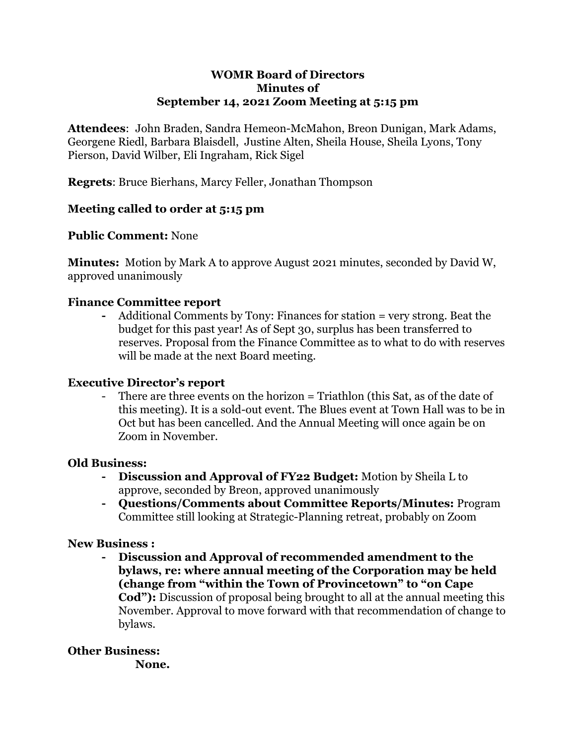# WOMR Board of Directors
## Minutes of
## September 14, 2021 Zoom Meeting at 5:15 pm

**Attendees**: John Braden, Sandra Hemeon-McMahon, Breon Dunigan, Mark Adams, Georgene Riedl, Barbara Blaisdell, Justine Alten, Sheila House, Sheila Lyons, Tony Pierson, David Wilber, Eli Ingraham, Rick Sigel

**Regrets**: Bruce Bierhans, Marcy Feller, Jonathan Thompson

### Meeting called to order at 5:15 pm

**Public Comment:** None

**Minutes:** Motion by Mark A to approve August 2021 minutes, seconded by David W, approved unanimously

### Finance Committee report

- Additional Comments by Tony: Finances for station = very strong. Beat the budget for this past year! As of Sept 30, surplus has been transferred to reserves. Proposal from the Finance Committee as to what to do with reserves will be made at the next Board meeting.

### Executive Director's report

- There are three events on the horizon = Triathlon (this Sat, as of the date of this meeting). It is a sold-out event. The Blues event at Town Hall was to be in Oct but has been cancelled. And the Annual Meeting will once again be on Zoom in November.

### Old Business:

- **Discussion and Approval of FY22 Budget:** Motion by Sheila L to approve, seconded by Breon, approved unanimously
- **Questions/Comments about Committee Reports/Minutes:** Program Committee still looking at Strategic-Planning retreat, probably on Zoom

### New Business :

- **Discussion and Approval of recommended amendment to the bylaws, re: where annual meeting of the Corporation may be held (change from "within the Town of Provincetown" to "on Cape Cod"):** Discussion of proposal being brought to all at the annual meeting this November. Approval to move forward with that recommendation of change to bylaws.

### Other Business:

**None.**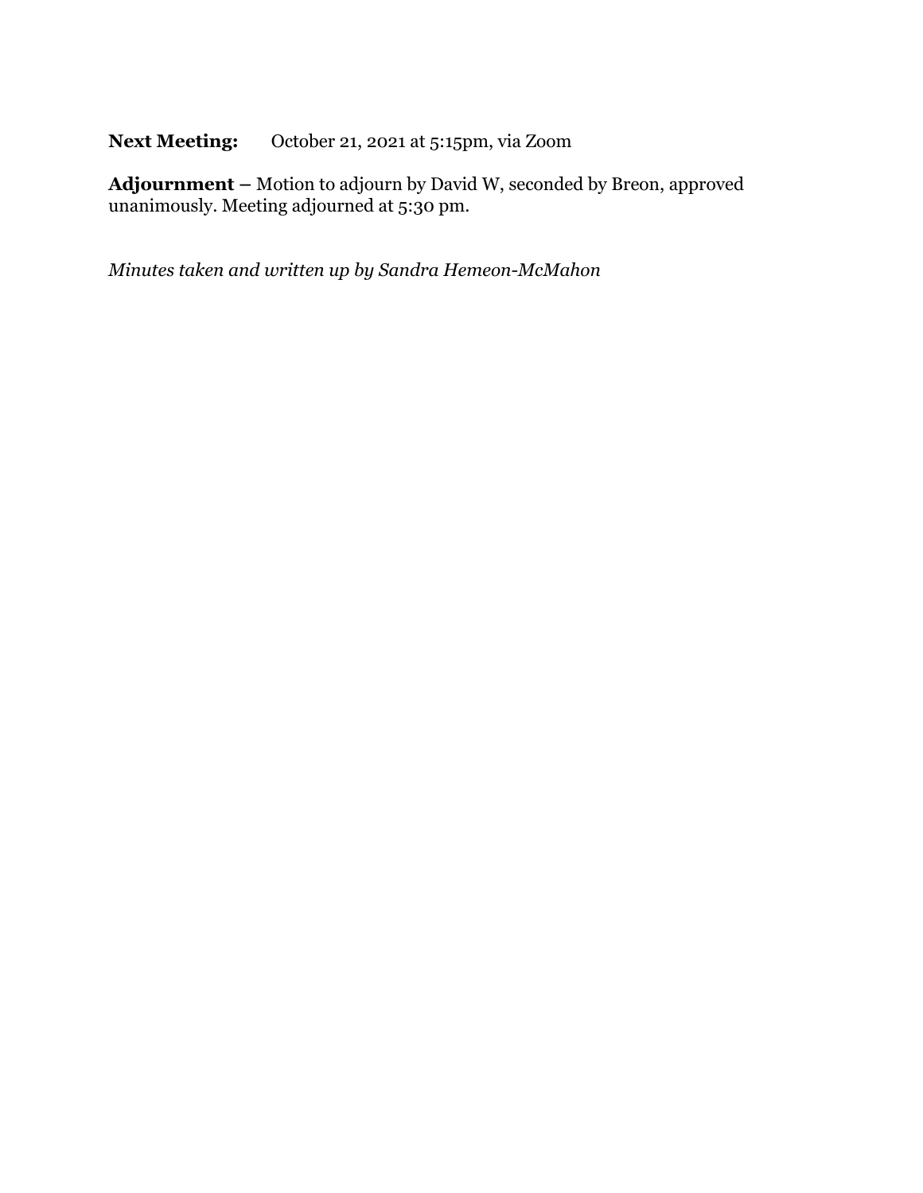**Next Meeting:** October 21, 2021 at 5:15pm, via Zoom

**Adjournment –** Motion to adjourn by David W, seconded by Breon, approved unanimously. Meeting adjourned at 5:30 pm.

*Minutes taken and written up by Sandra Hemeon-McMahon*